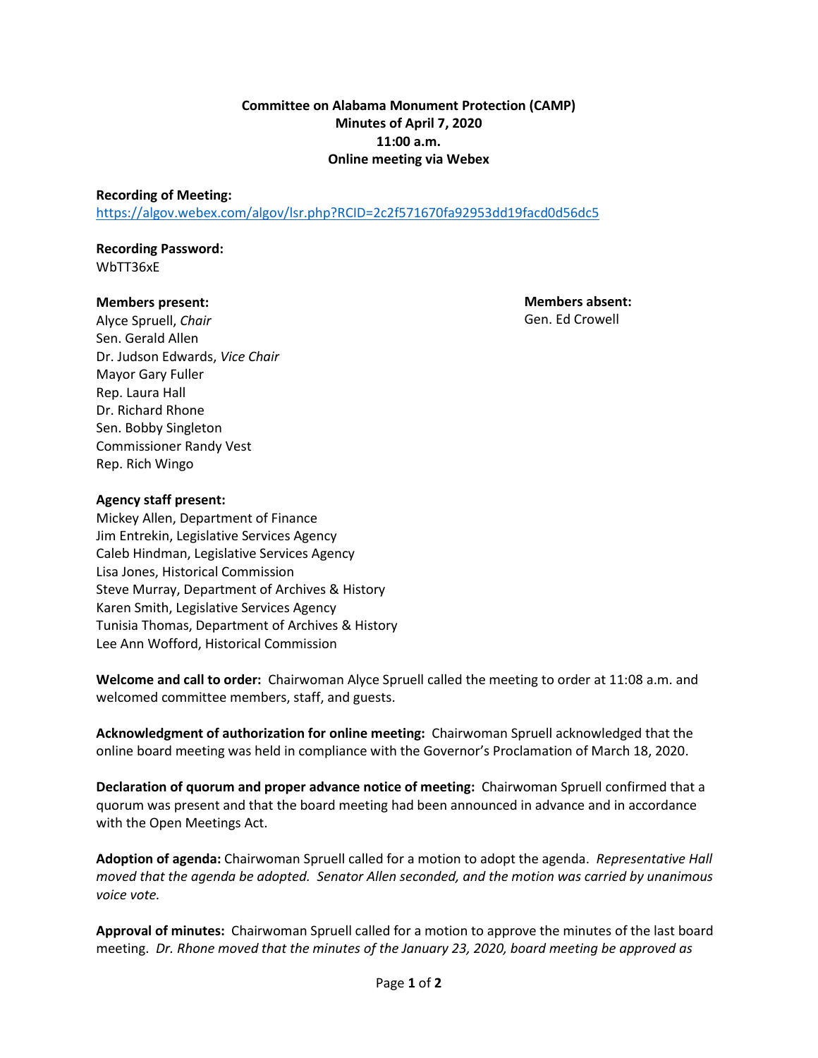**Committee on Alabama Monument Protection (CAMP)**
**Minutes of April 7, 2020**
**11:00 a.m.**
**Online meeting via Webex**

**Recording of Meeting:**
https://algov.webex.com/algov/lsr.php?RCID=2c2f571670fa92953dd19facd0d56dc5

**Recording Password:**
WbTT36xE

**Members present:**
Alyce Spruell, *Chair*
Sen. Gerald Allen
Dr. Judson Edwards, *Vice Chair*
Mayor Gary Fuller
Rep. Laura Hall
Dr. Richard Rhone
Sen. Bobby Singleton
Commissioner Randy Vest
Rep. Rich Wingo

**Members absent:**
Gen. Ed Crowell

**Agency staff present:**
Mickey Allen, Department of Finance
Jim Entrekin, Legislative Services Agency
Caleb Hindman, Legislative Services Agency
Lisa Jones, Historical Commission
Steve Murray, Department of Archives & History
Karen Smith, Legislative Services Agency
Tunisia Thomas, Department of Archives & History
Lee Ann Wofford, Historical Commission

**Welcome and call to order:** Chairwoman Alyce Spruell called the meeting to order at 11:08 a.m. and welcomed committee members, staff, and guests.

**Acknowledgment of authorization for online meeting:** Chairwoman Spruell acknowledged that the online board meeting was held in compliance with the Governor's Proclamation of March 18, 2020.

**Declaration of quorum and proper advance notice of meeting:** Chairwoman Spruell confirmed that a quorum was present and that the board meeting had been announced in advance and in accordance with the Open Meetings Act.

**Adoption of agenda:** Chairwoman Spruell called for a motion to adopt the agenda. *Representative Hall moved that the agenda be adopted. Senator Allen seconded, and the motion was carried by unanimous voice vote.*

**Approval of minutes:** Chairwoman Spruell called for a motion to approve the minutes of the last board meeting. *Dr. Rhone moved that the minutes of the January 23, 2020, board meeting be approved as*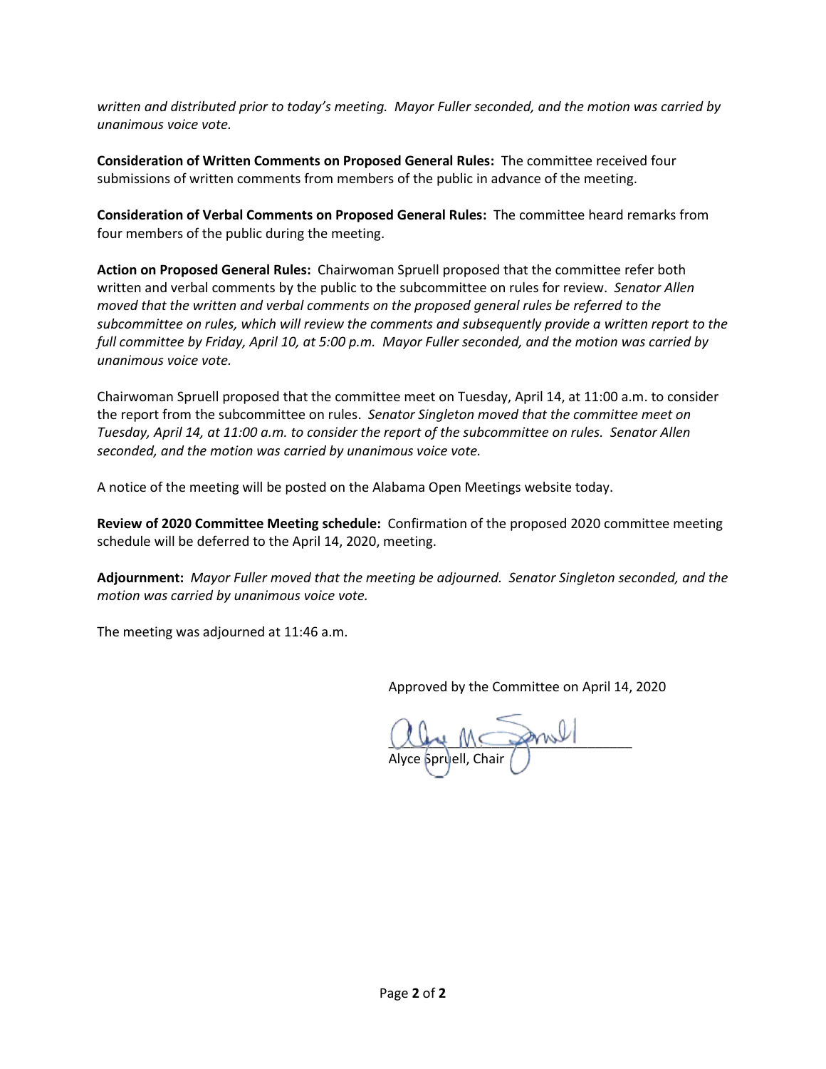*written and distributed prior to today's meeting. Mayor Fuller seconded, and the motion was carried by unanimous voice vote.*

**Consideration of Written Comments on Proposed General Rules:** The committee received four submissions of written comments from members of the public in advance of the meeting.

**Consideration of Verbal Comments on Proposed General Rules:** The committee heard remarks from four members of the public during the meeting.

**Action on Proposed General Rules:** Chairwoman Spruell proposed that the committee refer both written and verbal comments by the public to the subcommittee on rules for review. *Senator Allen moved that the written and verbal comments on the proposed general rules be referred to the subcommittee on rules, which will review the comments and subsequently provide a written report to the full committee by Friday, April 10, at 5:00 p.m. Mayor Fuller seconded, and the motion was carried by unanimous voice vote.*

Chairwoman Spruell proposed that the committee meet on Tuesday, April 14, at 11:00 a.m. to consider the report from the subcommittee on rules. *Senator Singleton moved that the committee meet on Tuesday, April 14, at 11:00 a.m. to consider the report of the subcommittee on rules. Senator Allen seconded, and the motion was carried by unanimous voice vote.*

A notice of the meeting will be posted on the Alabama Open Meetings website today.

**Review of 2020 Committee Meeting schedule:** Confirmation of the proposed 2020 committee meeting schedule will be deferred to the April 14, 2020, meeting.

**Adjournment:** *Mayor Fuller moved that the meeting be adjourned. Senator Singleton seconded, and the motion was carried by unanimous voice vote.*

The meeting was adjourned at 11:46 a.m.

Approved by the Committee on April 14, 2020

Alyce Spruell, Chair